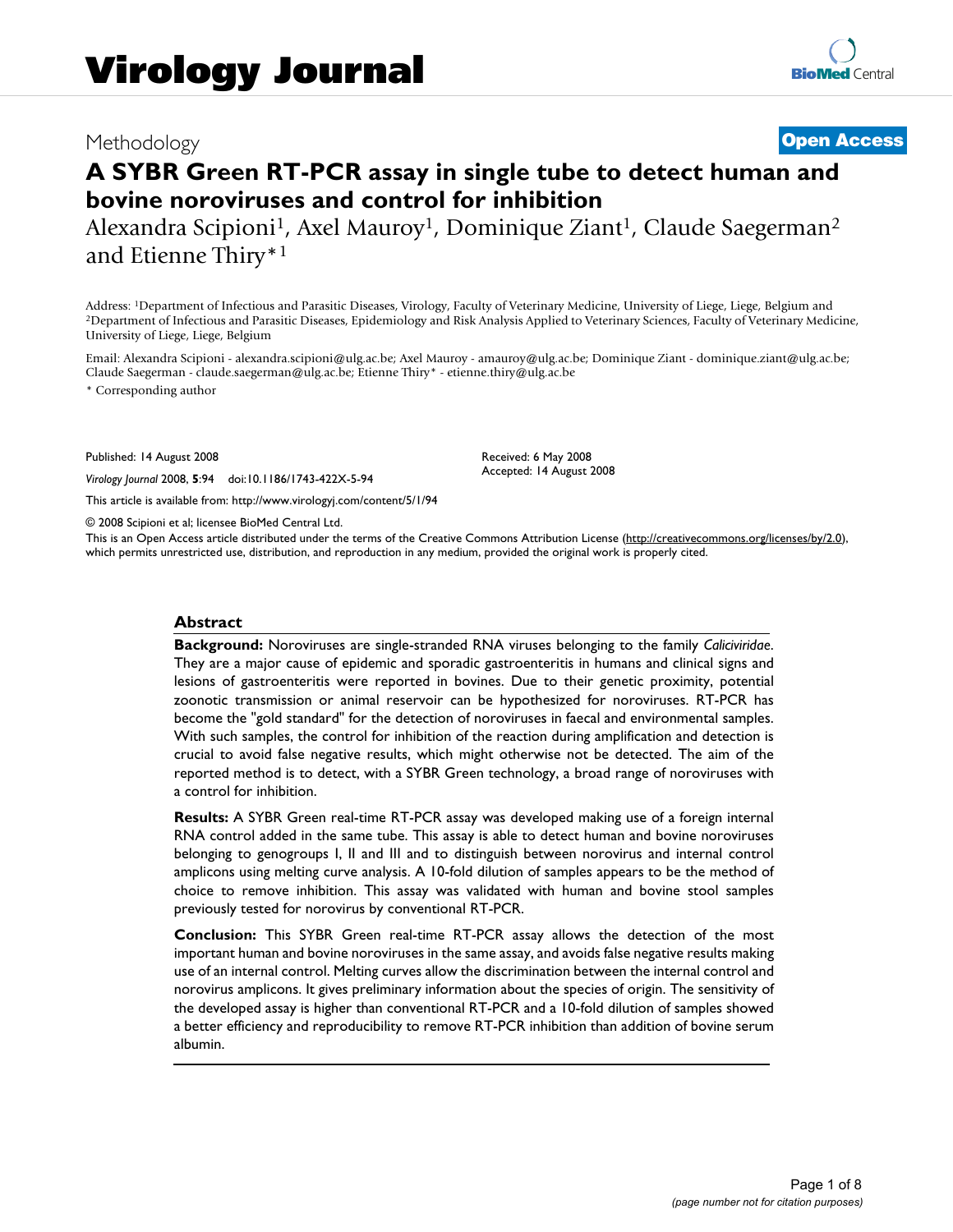Virology Journal

Methodology

**Open Access**

# A SYBR Green RT-PCR assay in single tube to detect human and bovine noroviruses and control for inhibition

Alexandra Scipioni[1], Axel Mauroy[1], Dominique Ziant[1], Claude Saegerman[2] and Etienne Thiry*[1]

Address: [1]Department of Infectious and Parasitic Diseases, Virology, Faculty of Veterinary Medicine, University of Liege, Liege, Belgium and [2]Department of Infectious and Parasitic Diseases, Epidemiology and Risk Analysis Applied to Veterinary Sciences, Faculty of Veterinary Medicine, University of Liege, Liege, Belgium

Email: Alexandra Scipioni - alexandra.scipioni@ulg.ac.be; Axel Mauroy - amauroy@ulg.ac.be; Dominique Ziant - dominique.ziant@ulg.ac.be; Claude Saegerman - claude.saegerman@ulg.ac.be; Etienne Thiry* - etienne.thiry@ulg.ac.be

* Corresponding author

Published: 14 August 2008

*Virology Journal* 2008, **5**:94 doi:10.1186/1743-422X-5-94

Received: 6 May 2008
Accepted: 14 August 2008

This article is available from: http://www.virologyj.com/content/5/1/94

© 2008 Scipioni et al; licensee BioMed Central Ltd.

This is an Open Access article distributed under the terms of the Creative Commons Attribution License (http://creativecommons.org/licenses/by/2.0), which permits unrestricted use, distribution, and reproduction in any medium, provided the original work is properly cited.

## Abstract

**Background:** Noroviruses are single-stranded RNA viruses belonging to the family *Caliciviridae*. They are a major cause of epidemic and sporadic gastroenteritis in humans and clinical signs and lesions of gastroenteritis were reported in bovines. Due to their genetic proximity, potential zoonotic transmission or animal reservoir can be hypothesized for noroviruses. RT-PCR has become the "gold standard" for the detection of noroviruses in faecal and environmental samples. With such samples, the control for inhibition of the reaction during amplification and detection is crucial to avoid false negative results, which might otherwise not be detected. The aim of the reported method is to detect, with a SYBR Green technology, a broad range of noroviruses with a control for inhibition.

**Results:** A SYBR Green real-time RT-PCR assay was developed making use of a foreign internal RNA control added in the same tube. This assay is able to detect human and bovine noroviruses belonging to genogroups I, II and III and to distinguish between norovirus and internal control amplicons using melting curve analysis. A 10-fold dilution of samples appears to be the method of choice to remove inhibition. This assay was validated with human and bovine stool samples previously tested for norovirus by conventional RT-PCR.

**Conclusion:** This SYBR Green real-time RT-PCR assay allows the detection of the most important human and bovine noroviruses in the same assay, and avoids false negative results making use of an internal control. Melting curves allow the discrimination between the internal control and norovirus amplicons. It gives preliminary information about the species of origin. The sensitivity of the developed assay is higher than conventional RT-PCR and a 10-fold dilution of samples showed a better efficiency and reproducibility to remove RT-PCR inhibition than addition of bovine serum albumin.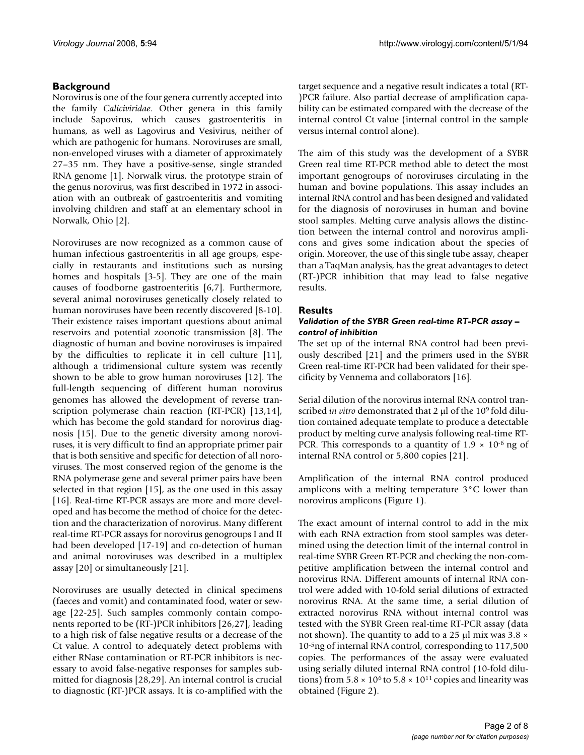## Background

Norovirus is one of the four genera currently accepted into the family *Caliciviridae*. Other genera in this family include Sapovirus, which causes gastroenteritis in humans, as well as Lagovirus and Vesivirus, neither of which are pathogenic for humans. Noroviruses are small, non-enveloped viruses with a diameter of approximately 27–35 nm. They have a positive-sense, single stranded RNA genome [1]. Norwalk virus, the prototype strain of the genus norovirus, was first described in 1972 in association with an outbreak of gastroenteritis and vomiting involving children and staff at an elementary school in Norwalk, Ohio [2].

Noroviruses are now recognized as a common cause of human infectious gastroenteritis in all age groups, especially in restaurants and institutions such as nursing homes and hospitals [3-5]. They are one of the main causes of foodborne gastroenteritis [6,7]. Furthermore, several animal noroviruses genetically closely related to human noroviruses have been recently discovered [8-10]. Their existence raises important questions about animal reservoirs and potential zoonotic transmission [8]. The diagnostic of human and bovine noroviruses is impaired by the difficulties to replicate it in cell culture [11], although a tridimensional culture system was recently shown to be able to grow human noroviruses [12]. The full-length sequencing of different human norovirus genomes has allowed the development of reverse transcription polymerase chain reaction (RT-PCR) [13,14], which has become the gold standard for norovirus diagnosis [15]. Due to the genetic diversity among noroviruses, it is very difficult to find an appropriate primer pair that is both sensitive and specific for detection of all noroviruses. The most conserved region of the genome is the RNA polymerase gene and several primer pairs have been selected in that region [15], as the one used in this assay [16]. Real-time RT-PCR assays are more and more developed and has become the method of choice for the detection and the characterization of norovirus. Many different real-time RT-PCR assays for norovirus genogroups I and II had been developed [17-19] and co-detection of human and animal noroviruses was described in a multiplex assay [20] or simultaneously [21].

Noroviruses are usually detected in clinical specimens (faeces and vomit) and contaminated food, water or sewage [22-25]. Such samples commonly contain components reported to be (RT-)PCR inhibitors [26,27], leading to a high risk of false negative results or a decrease of the Ct value. A control to adequately detect problems with either RNase contamination or RT-PCR inhibitors is necessary to avoid false-negative responses for samples submitted for diagnosis [28,29]. An internal control is crucial to diagnostic (RT-)PCR assays. It is co-amplified with the target sequence and a negative result indicates a total (RT-)PCR failure. Also partial decrease of amplification capability can be estimated compared with the decrease of the internal control Ct value (internal control in the sample versus internal control alone).

The aim of this study was the development of a SYBR Green real time RT-PCR method able to detect the most important genogroups of noroviruses circulating in the human and bovine populations. This assay includes an internal RNA control and has been designed and validated for the diagnosis of noroviruses in human and bovine stool samples. Melting curve analysis allows the distinction between the internal control and norovirus amplicons and gives some indication about the species of origin. Moreover, the use of this single tube assay, cheaper than a TaqMan analysis, has the great advantages to detect (RT-)PCR inhibition that may lead to false negative results.

## Results

### *Validation of the SYBR Green real-time RT-PCR assay – control of inhibition*

The set up of the internal RNA control had been previously described [21] and the primers used in the SYBR Green real-time RT-PCR had been validated for their specificity by Vennema and collaborators [16].

Serial dilution of the norovirus internal RNA control transcribed *in vitro* demonstrated that 2 μl of the $10^9$ fold dilution contained adequate template to produce a detectable product by melting curve analysis following real-time RT-PCR. This corresponds to a quantity of $1.9 \times 10^{-6}$ ng of internal RNA control or 5,800 copies [21].

Amplification of the internal RNA control produced amplicons with a melting temperature 3°C lower than norovirus amplicons (Figure 1).

The exact amount of internal control to add in the mix with each RNA extraction from stool samples was determined using the detection limit of the internal control in real-time SYBR Green RT-PCR and checking the non-competitive amplification between the internal control and norovirus RNA. Different amounts of internal RNA control were added with 10-fold serial dilutions of extracted norovirus RNA. At the same time, a serial dilution of extracted norovirus RNA without internal control was tested with the SYBR Green real-time RT-PCR assay (data not shown). The quantity to add to a 25 μl mix was $3.8 \times 10^{-5}$ng of internal RNA control, corresponding to 117,500 copies. The performances of the assay were evaluated using serially diluted internal RNA control (10-fold dilutions) from $5.8 \times 10^6$ to $5.8 \times 10^{11}$ copies and linearity was obtained (Figure 2).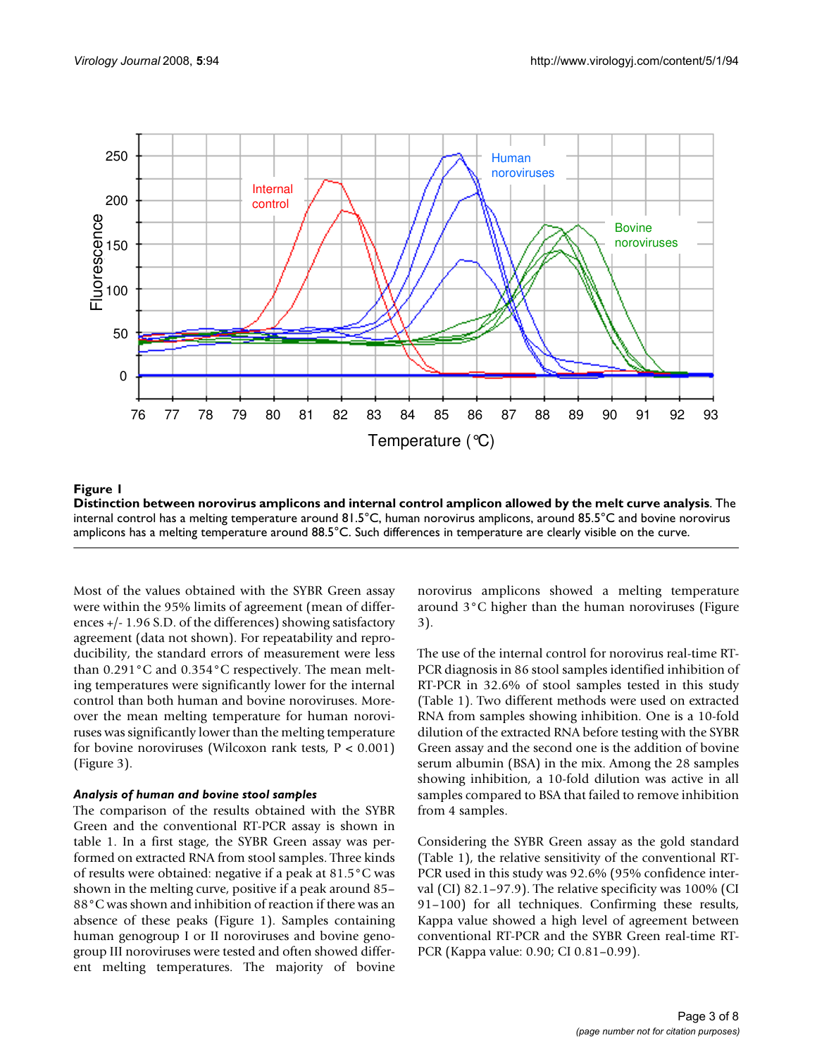**Figure 1**

**Distinction between norovirus amplicons and internal control amplicon allowed by the melt curve analysis**. The internal control has a melting temperature around 81.5°C, human norovirus amplicons, around 85.5°C and bovine norovirus amplicons has a melting temperature around 88.5°C. Such differences in temperature are clearly visible on the curve.

Most of the values obtained with the SYBR Green assay were within the 95% limits of agreement (mean of differences +/- 1.96 S.D. of the differences) showing satisfactory agreement (data not shown). For repeatability and reproducibility, the standard errors of measurement were less than 0.291°C and 0.354°C respectively. The mean melting temperatures were significantly lower for the internal control than both human and bovine noroviruses. Moreover the mean melting temperature for human noroviruses was significantly lower than the melting temperature for bovine noroviruses (Wilcoxon rank tests, $P < 0.001$) (Figure 3).

### *Analysis of human and bovine stool samples*

The comparison of the results obtained with the SYBR Green and the conventional RT-PCR assay is shown in table 1. In a first stage, the SYBR Green assay was performed on extracted RNA from stool samples. Three kinds of results were obtained: negative if a peak at 81.5°C was shown in the melting curve, positive if a peak around 85–88°C was shown and inhibition of reaction if there was an absence of these peaks (Figure 1). Samples containing human genogroup I or II noroviruses and bovine genogroup III noroviruses were tested and often showed different melting temperatures. The majority of bovine norovirus amplicons showed a melting temperature around 3°C higher than the human noroviruses (Figure 3).

The use of the internal control for norovirus real-time RT-PCR diagnosis in 86 stool samples identified inhibition of RT-PCR in 32.6% of stool samples tested in this study (Table 1). Two different methods were used on extracted RNA from samples showing inhibition. One is a 10-fold dilution of the extracted RNA before testing with the SYBR Green assay and the second one is the addition of bovine serum albumin (BSA) in the mix. Among the 28 samples showing inhibition, a 10-fold dilution was active in all samples compared to BSA that failed to remove inhibition from 4 samples.

Considering the SYBR Green assay as the gold standard (Table 1), the relative sensitivity of the conventional RT-PCR used in this study was 92.6% (95% confidence interval (CI) 82.1–97.9). The relative specificity was 100% (CI 91–100) for all techniques. Confirming these results, Kappa value showed a high level of agreement between conventional RT-PCR and the SYBR Green real-time RT-PCR (Kappa value: 0.90; CI 0.81–0.99).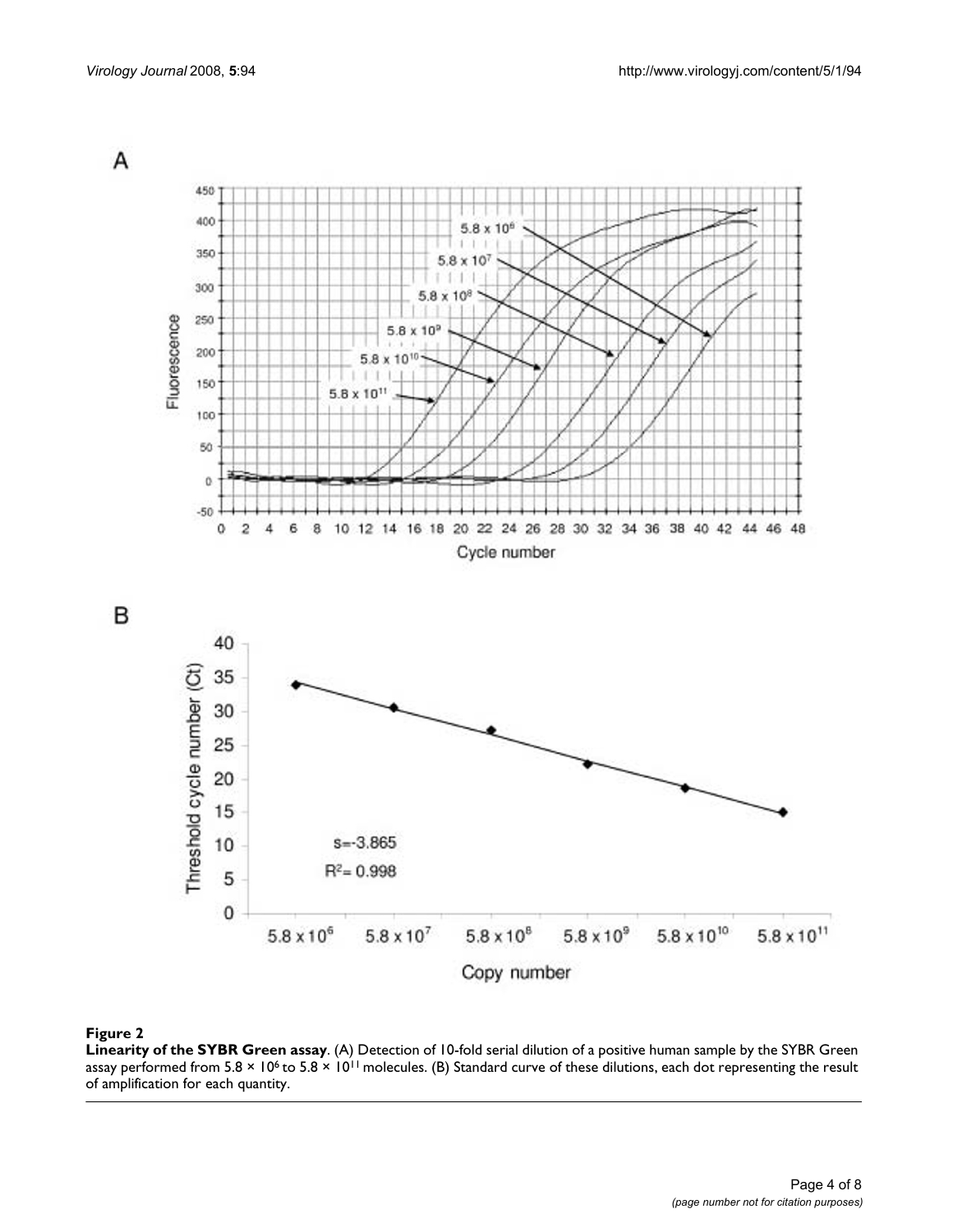**Figure 2**

**Linearity of the SYBR Green assay**. (A) Detection of 10-fold serial dilution of a positive human sample by the SYBR Green assay performed from $5.8 \times 10^6$ to $5.8 \times 10^{11}$ molecules. (B) Standard curve of these dilutions, each dot representing the result of amplification for each quantity.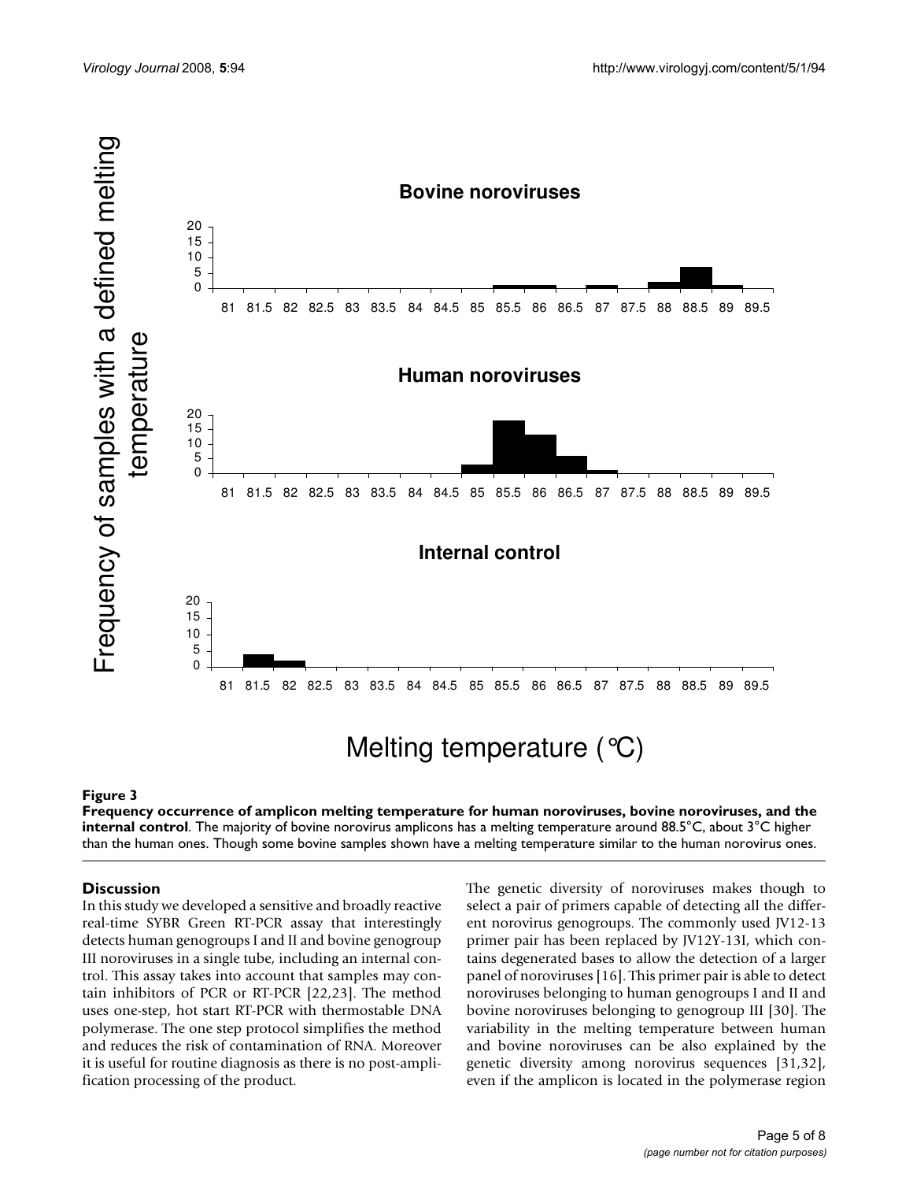**Figure 3**

**Frequency occurrence of amplicon melting temperature for human noroviruses, bovine noroviruses, and the internal control**. The majority of bovine norovirus amplicons has a melting temperature around 88.5°C, about 3°C higher than the human ones. Though some bovine samples shown have a melting temperature similar to the human norovirus ones.

## Discussion

In this study we developed a sensitive and broadly reactive real-time SYBR Green RT-PCR assay that interestingly detects human genogroups I and II and bovine genogroup III noroviruses in a single tube, including an internal control. This assay takes into account that samples may contain inhibitors of PCR or RT-PCR [22,23]. The method uses one-step, hot start RT-PCR with thermostable DNA polymerase. The one step protocol simplifies the method and reduces the risk of contamination of RNA. Moreover it is useful for routine diagnosis as there is no post-amplification processing of the product.

The genetic diversity of noroviruses makes though to select a pair of primers capable of detecting all the different norovirus genogroups. The commonly used JV12-13 primer pair has been replaced by JV12Y-13I, which contains degenerated bases to allow the detection of a larger panel of noroviruses [16]. This primer pair is able to detect noroviruses belonging to human genogroups I and II and bovine noroviruses belonging to genogroup III [30]. The variability in the melting temperature between human and bovine noroviruses can be also explained by the genetic diversity among norovirus sequences [31,32], even if the amplicon is located in the polymerase region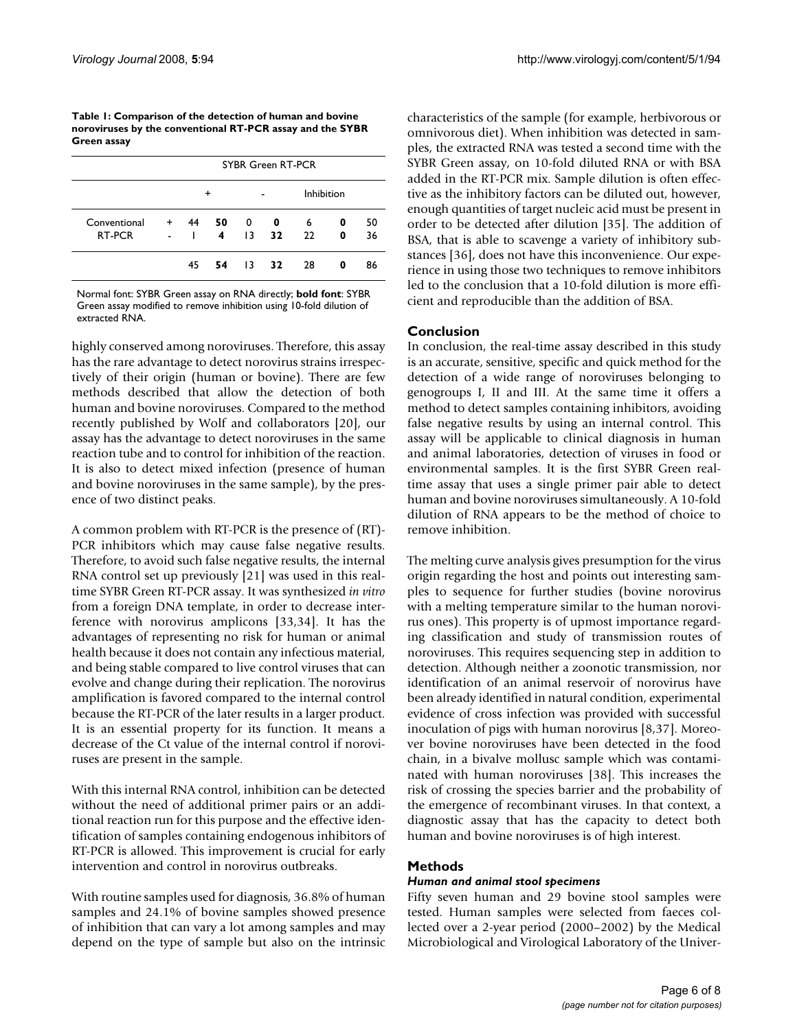**Table 1: Comparison of the detection of human and bovine noroviruses by the conventional RT-PCR assay and the SYBR Green assay**

| | | SYBR Green RT-PCR | | | | | | |
|---|---|---|---|---|---|---|---|---|
| | | + | | - | | Inhibition | | |
| Conventional RT-PCR | + | 44 | **50** | 0 | **0** | 6 | **0** | 50 |
| | - | 1 | **4** | 13 | **32** | 22 | **0** | 36 |
| | | 45 | **54** | 13 | **32** | 28 | **0** | 86 |

Normal font: SYBR Green assay on RNA directly; **bold font**: SYBR Green assay modified to remove inhibition using 10-fold dilution of extracted RNA.

highly conserved among noroviruses. Therefore, this assay has the rare advantage to detect norovirus strains irrespectively of their origin (human or bovine). There are few methods described that allow the detection of both human and bovine noroviruses. Compared to the method recently published by Wolf and collaborators [20], our assay has the advantage to detect noroviruses in the same reaction tube and to control for inhibition of the reaction. It is also to detect mixed infection (presence of human and bovine noroviruses in the same sample), by the presence of two distinct peaks.

A common problem with RT-PCR is the presence of (RT)-PCR inhibitors which may cause false negative results. Therefore, to avoid such false negative results, the internal RNA control set up previously [21] was used in this real-time SYBR Green RT-PCR assay. It was synthesized *in vitro* from a foreign DNA template, in order to decrease interference with norovirus amplicons [33,34]. It has the advantages of representing no risk for human or animal health because it does not contain any infectious material, and being stable compared to live control viruses that can evolve and change during their replication. The norovirus amplification is favored compared to the internal control because the RT-PCR of the later results in a larger product. It is an essential property for its function. It means a decrease of the Ct value of the internal control if noroviruses are present in the sample.

With this internal RNA control, inhibition can be detected without the need of additional primer pairs or an additional reaction run for this purpose and the effective identification of samples containing endogenous inhibitors of RT-PCR is allowed. This improvement is crucial for early intervention and control in norovirus outbreaks.

With routine samples used for diagnosis, 36.8% of human samples and 24.1% of bovine samples showed presence of inhibition that can vary a lot among samples and may depend on the type of sample but also on the intrinsic characteristics of the sample (for example, herbivorous or omnivorous diet). When inhibition was detected in samples, the extracted RNA was tested a second time with the SYBR Green assay, on 10-fold diluted RNA or with BSA added in the RT-PCR mix. Sample dilution is often effective as the inhibitory factors can be diluted out, however, enough quantities of target nucleic acid must be present in order to be detected after dilution [35]. The addition of BSA, that is able to scavenge a variety of inhibitory substances [36], does not have this inconvenience. Our experience in using those two techniques to remove inhibitors led to the conclusion that a 10-fold dilution is more efficient and reproducible than the addition of BSA.

## Conclusion

In conclusion, the real-time assay described in this study is an accurate, sensitive, specific and quick method for the detection of a wide range of noroviruses belonging to genogroups I, II and III. At the same time it offers a method to detect samples containing inhibitors, avoiding false negative results by using an internal control. This assay will be applicable to clinical diagnosis in human and animal laboratories, detection of viruses in food or environmental samples. It is the first SYBR Green real-time assay that uses a single primer pair able to detect human and bovine noroviruses simultaneously. A 10-fold dilution of RNA appears to be the method of choice to remove inhibition.

The melting curve analysis gives presumption for the virus origin regarding the host and points out interesting samples to sequence for further studies (bovine norovirus with a melting temperature similar to the human norovirus ones). This property is of upmost importance regarding classification and study of transmission routes of noroviruses. This requires sequencing step in addition to detection. Although neither a zoonotic transmission, nor identification of an animal reservoir of norovirus have been already identified in natural condition, experimental evidence of cross infection was provided with successful inoculation of pigs with human norovirus [8,37]. Moreover bovine noroviruses have been detected in the food chain, in a bivalve mollusc sample which was contaminated with human noroviruses [38]. This increases the risk of crossing the species barrier and the probability of the emergence of recombinant viruses. In that context, a diagnostic assay that has the capacity to detect both human and bovine noroviruses is of high interest.

## Methods

### Human and animal stool specimens

Fifty seven human and 29 bovine stool samples were tested. Human samples were selected from faeces collected over a 2-year period (2000–2002) by the Medical Microbiological and Virological Laboratory of the Univer-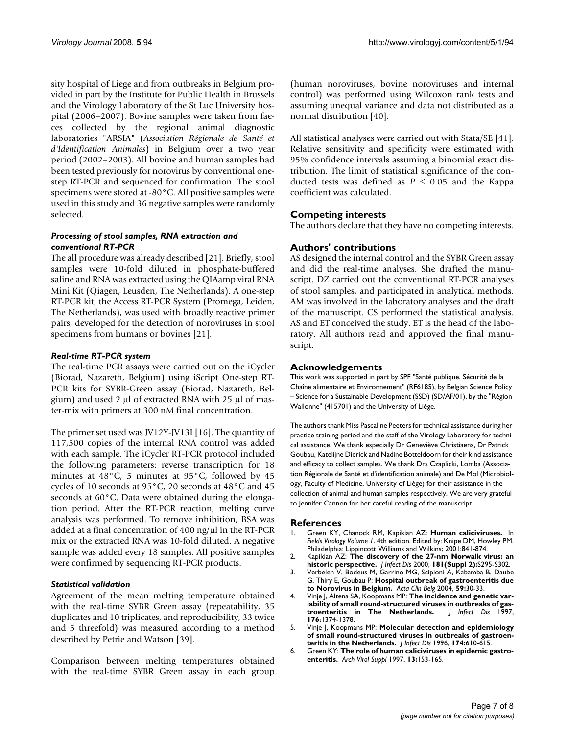sity hospital of Liege and from outbreaks in Belgium provided in part by the Institute for Public Health in Brussels and the Virology Laboratory of the St Luc University hospital (2006–2007). Bovine samples were taken from faeces collected by the regional animal diagnostic laboratories "ARSIA" (*Association Régionale de Santé et d'Identification Animales*) in Belgium over a two year period (2002–2003). All bovine and human samples had been tested previously for norovirus by conventional one-step RT-PCR and sequenced for confirmation. The stool specimens were stored at -80°C. All positive samples were used in this study and 36 negative samples were randomly selected.

#### *Processing of stool samples, RNA extraction and conventional RT-PCR*

The all procedure was already described [21]. Briefly, stool samples were 10-fold diluted in phosphate-buffered saline and RNA was extracted using the QIAamp viral RNA Mini Kit (Qiagen, Leusden, The Netherlands). A one-step RT-PCR kit, the Access RT-PCR System (Promega, Leiden, The Netherlands), was used with broadly reactive primer pairs, developed for the detection of noroviruses in stool specimens from humans or bovines [21].

#### *Real-time RT-PCR system*

The real-time PCR assays were carried out on the iCycler (Biorad, Nazareth, Belgium) using iScript One-step RT-PCR kits for SYBR-Green assay (Biorad, Nazareth, Belgium) and used 2 μl of extracted RNA with 25 μl of master-mix with primers at 300 nM final concentration.

The primer set used was JV12Y-JV13I [16]. The quantity of 117,500 copies of the internal RNA control was added with each sample. The iCycler RT-PCR protocol included the following parameters: reverse transcription for 18 minutes at 48°C, 5 minutes at 95°C, followed by 45 cycles of 10 seconds at 95°C, 20 seconds at 48°C and 45 seconds at 60°C. Data were obtained during the elongation period. After the RT-PCR reaction, melting curve analysis was performed. To remove inhibition, BSA was added at a final concentration of 400 ng/μl in the RT-PCR mix or the extracted RNA was 10-fold diluted. A negative sample was added every 18 samples. All positive samples were confirmed by sequencing RT-PCR products.

#### *Statistical validation*

Agreement of the mean melting temperature obtained with the real-time SYBR Green assay (repeatability, 35 duplicates and 10 triplicates, and reproducibility, 33 twice and 5 threefold) was measured according to a method described by Petrie and Watson [39].

Comparison between melting temperatures obtained with the real-time SYBR Green assay in each group (human noroviruses, bovine noroviruses and internal control) was performed using Wilcoxon rank tests and assuming unequal variance and data not distributed as a normal distribution [40].

All statistical analyses were carried out with Stata/SE [41]. Relative sensitivity and specificity were estimated with 95% confidence intervals assuming a binomial exact distribution. The limit of statistical significance of the conducted tests was defined as $P \leq 0.05$ and the Kappa coefficient was calculated.

## Competing interests

The authors declare that they have no competing interests.

## Authors' contributions

AS designed the internal control and the SYBR Green assay and did the real-time analyses. She drafted the manuscript. DZ carried out the conventional RT-PCR analyses of stool samples, and participated in analytical methods. AM was involved in the laboratory analyses and the draft of the manuscript. CS performed the statistical analysis. AS and ET conceived the study. ET is the head of the laboratory. All authors read and approved the final manuscript.

## Acknowledgements

This work was supported in part by SPF "Santé publique, Sécurité de la Chaîne alimentaire et Environnement" (RF6185), by Belgian Science Policy – Science for a Sustainable Development (SSD) (SD/AF/01), by the "Région Wallonne" (415701) and the University of Liège.

The authors thank Miss Pascaline Peeters for technical assistance during her practice training period and the staff of the Virology Laboratory for technical assistance. We thank especially Dr Geneviève Christiaens, Dr Patrick Goubau, Katelijne Dierick and Nadine Botteldoorn for their kind assistance and efficacy to collect samples. We thank Drs Czaplicki, Lomba (Association Régionale de Santé et d'identification animale) and De Mol (Microbiology, Faculty of Medicine, University of Liège) for their assistance in the collection of animal and human samples respectively. We are very grateful to Jennifer Cannon for her careful reading of the manuscript.

## References

1. Green KY, Chanock RM, Kapikian AZ: **Human caliciviruses.** In *Fields Virology Volume 1*. 4th edition. Edited by: Knipe DM, Howley PM. Philadelphia: Lippincott Williams and Wilkins; 2001:841-874.
2. Kapikian AZ: **The discovery of the 27-nm Norwalk virus: an historic perspective.** *J Infect Dis* 2000, **181(Suppl 2):**S295-S302.
3. Verbelen V, Bodeus M, Garrino MG, Scipioni A, Kabamba B, Daube G, Thiry E, Goubau P: **Hospital outbreak of gastroenteritis due to Norovirus in Belgium.** *Acta Clin Belg* 2004, **59:**30-33.
4. Vinje J, Altena SA, Koopmans MP: **The incidence and genetic variability of small round-structured viruses in outbreaks of gastroenteritis in The Netherlands.** *J Infect Dis* 1997, **176:**1374-1378.
5. Vinje J, Koopmans MP: **Molecular detection and epidemiology of small round-structured viruses in outbreaks of gastroenteritis in the Netherlands.** *J Infect Dis* 1996, **174:**610-615.
6. Green KY: **The role of human caliciviruses in epidemic gastroenteritis.** *Arch Virol Suppl* 1997, **13:**153-165.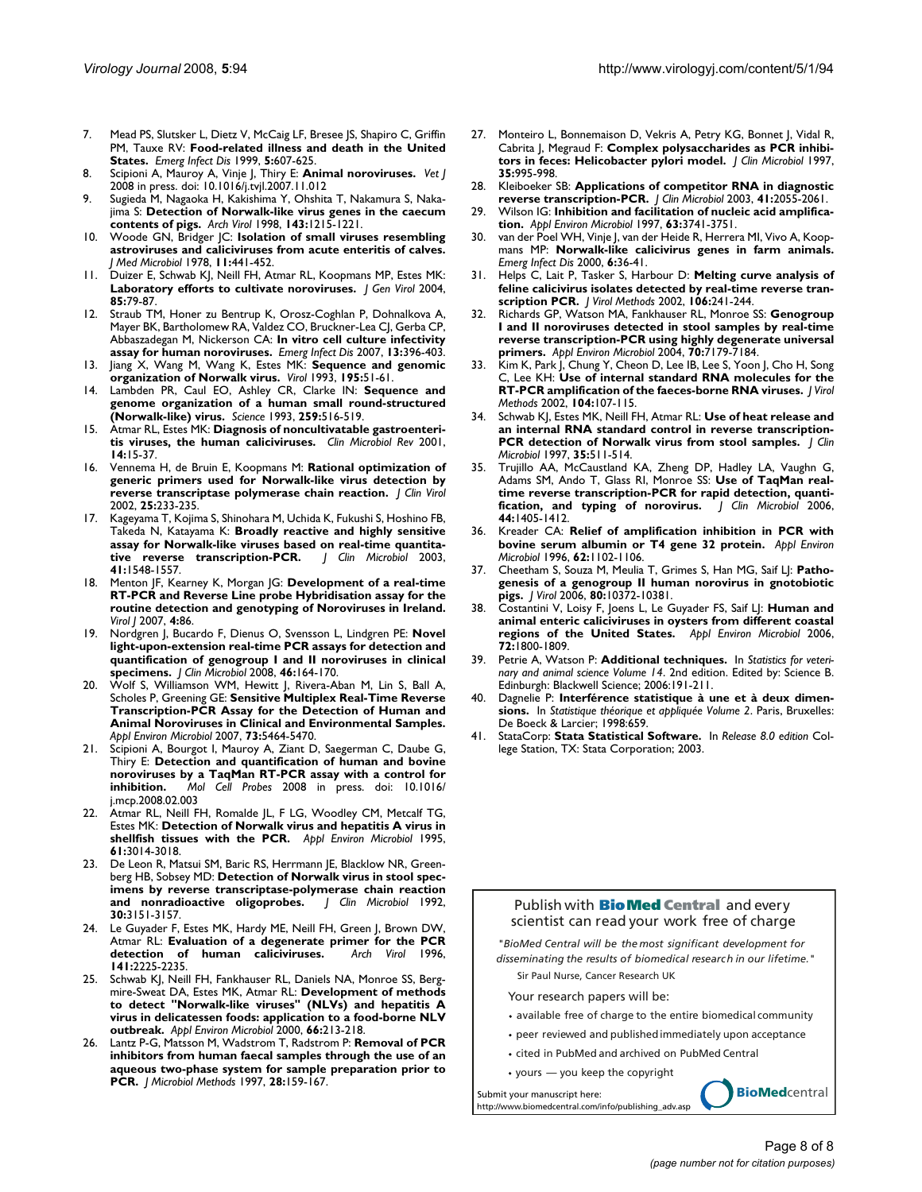7. Mead PS, Slutsker L, Dietz V, McCaig LF, Bresee JS, Shapiro C, Griffin PM, Tauxe RV: **Food-related illness and death in the United States.** *Emerg Infect Dis* 1999, **5:**607-625.
8. Scipioni A, Mauroy A, Vinje J, Thiry E: **Animal noroviruses.** *Vet J* 2008 in press. doi: 10.1016/j.tvjl.2007.11.012
9. Sugieda M, Nagaoka H, Kakishima Y, Ohshita T, Nakamura S, Nakajima S: **Detection of Norwalk-like virus genes in the caecum contents of pigs.** *Arch Virol* 1998, **143:**1215-1221.
10. Woode GN, Bridger JC: **Isolation of small viruses resembling astroviruses and caliciviruses from acute enteritis of calves.** *J Med Microbiol* 1978, **11:**441-452.
11. Duizer E, Schwab KJ, Neill FH, Atmar RL, Koopmans MP, Estes MK: **Laboratory efforts to cultivate noroviruses.** *J Gen Virol* 2004, **85:**79-87.
12. Straub TM, Honer zu Bentrup K, Orosz-Coghlan P, Dohnalkova A, Mayer BK, Bartholomew RA, Valdez CO, Bruckner-Lea CJ, Gerba CP, Abbaszadegan M, Nickerson CA: **In vitro cell culture infectivity assay for human noroviruses.** *Emerg Infect Dis* 2007, **13:**396-403.
13. Jiang X, Wang M, Wang K, Estes MK: **Sequence and genomic organization of Norwalk virus.** *Virol* 1993, **195:**51-61.
14. Lambden PR, Caul EO, Ashley CR, Clarke IN: **Sequence and genome organization of a human small round-structured (Norwalk-like) virus.** *Science* 1993, **259:**516-519.
15. Atmar RL, Estes MK: **Diagnosis of noncultivatable gastroenteritis viruses, the human caliciviruses.** *Clin Microbiol Rev* 2001, **14:**15-37.
16. Vennema H, de Bruin E, Koopmans M: **Rational optimization of generic primers used for Norwalk-like virus detection by reverse transcriptase polymerase chain reaction.** *J Clin Virol* 2002, **25:**233-235.
17. Kageyama T, Kojima S, Shinohara M, Uchida K, Fukushi S, Hoshino FB, Takeda N, Katayama K: **Broadly reactive and highly sensitive assay for Norwalk-like viruses based on real-time quantitative reverse transcription-PCR.** *J Clin Microbiol* 2003, **41:**1548-1557.
18. Menton JF, Kearney K, Morgan JG: **Development of a real-time RT-PCR and Reverse Line probe Hybridisation assay for the routine detection and genotyping of Noroviruses in Ireland.** *Virol J* 2007, **4:**86.
19. Nordgren J, Bucardo F, Dienus O, Svensson L, Lindgren PE: **Novel light-upon-extension real-time PCR assays for detection and quantification of genogroup I and II noroviruses in clinical specimens.** *J Clin Microbiol* 2008, **46:**164-170.
20. Wolf S, Williamson WM, Hewitt J, Rivera-Aban M, Lin S, Ball A, Scholes P, Greening GE: **Sensitive Multiplex Real-Time Reverse Transcription-PCR Assay for the Detection of Human and Animal Noroviruses in Clinical and Environmental Samples.** *Appl Environ Microbiol* 2007, **73:**5464-5470.
21. Scipioni A, Bourgot I, Mauroy A, Ziant D, Saegerman C, Daube G, Thiry E: **Detection and quantification of human and bovine noroviruses by a TaqMan RT-PCR assay with a control for inhibition.** *Mol Cell Probes* 2008 in press. doi: 10.1016/ j.mcp.2008.02.003
22. Atmar RL, Neill FH, Romalde JL, F LG, Woodley CM, Metcalf TG, Estes MK: **Detection of Norwalk virus and hepatitis A virus in shellfish tissues with the PCR.** *Appl Environ Microbiol* 1995, **61:**3014-3018.
23. De Leon R, Matsui SM, Baric RS, Herrmann JE, Blacklow NR, Greenberg HB, Sobsey MD: **Detection of Norwalk virus in stool specimens by reverse transcriptase-polymerase chain reaction and nonradioactive oligoprobes.** *J Clin Microbiol* 1992, **30:**3151-3157.
24. Le Guyader F, Estes MK, Hardy ME, Neill FH, Green J, Brown DW, Atmar RL: **Evaluation of a degenerate primer for the PCR detection of human caliciviruses.** *Arch Virol* 1996, **141:**2225-2235.
25. Schwab KJ, Neill FH, Fankhauser RL, Daniels NA, Monroe SS, Bergmire-Sweat DA, Estes MK, Atmar RL: **Development of methods to detect "Norwalk-like viruses" (NLVs) and hepatitis A virus in delicatessen foods: application to a food-borne NLV outbreak.** *Appl Environ Microbiol* 2000, **66:**213-218.
26. Lantz P-G, Matsson M, Wadstrom T, Radstrom P: **Removal of PCR inhibitors from human faecal samples through the use of an aqueous two-phase system for sample preparation prior to PCR.** *J Microbiol Methods* 1997, **28:**159-167.
27. Monteiro L, Bonnemaison D, Vekris A, Petry KG, Bonnet J, Vidal R, Cabrita J, Megraud F: **Complex polysaccharides as PCR inhibitors in feces: Helicobacter pylori model.** *J Clin Microbiol* 1997, **35:**995-998.
28. Kleiboeker SB: **Applications of competitor RNA in diagnostic reverse transcription-PCR.** *J Clin Microbiol* 2003, **41:**2055-2061.
29. Wilson IG: **Inhibition and facilitation of nucleic acid amplification.** *Appl Environ Microbiol* 1997, **63:**3741-3751.
30. van der Poel WH, Vinje J, van der Heide R, Herrera MI, Vivo A, Koopmans MP: **Norwalk-like calicivirus genes in farm animals.** *Emerg Infect Dis* 2000, **6:**36-41.
31. Helps C, Lait P, Tasker S, Harbour D: **Melting curve analysis of feline calicivirus isolates detected by real-time reverse transcription PCR.** *J Virol Methods* 2002, **106:**241-244.
32. Richards GP, Watson MA, Fankhauser RL, Monroe SS: **Genogroup I and II noroviruses detected in stool samples by real-time reverse transcription-PCR using highly degenerate universal primers.** *Appl Environ Microbiol* 2004, **70:**7179-7184.
33. Kim K, Park J, Chung Y, Cheon D, Lee IB, Lee S, Yoon J, Cho H, Song C, Lee KH: **Use of internal standard RNA molecules for the RT-PCR amplification of the faeces-borne RNA viruses.** *J Virol Methods* 2002, **104:**107-115.
34. Schwab KJ, Estes MK, Neill FH, Atmar RL: **Use of heat release and an internal RNA standard control in reverse transcription-PCR detection of Norwalk virus from stool samples.** *J Clin Microbiol* 1997, **35:**511-514.
35. Trujillo AA, McCaustland KA, Zheng DP, Hadley LA, Vaughn G, Adams SM, Ando T, Glass RI, Monroe SS: **Use of TaqMan real-time reverse transcription-PCR for rapid detection, quantification, and typing of norovirus.** *J Clin Microbiol* 2006, **44:**1405-1412.
36. Kreader CA: **Relief of amplification inhibition in PCR with bovine serum albumin or T4 gene 32 protein.** *Appl Environ Microbiol* 1996, **62:**1102-1106.
37. Cheetham S, Souza M, Meulia T, Grimes S, Han MG, Saif LJ: **Pathogenesis of a genogroup II human norovirus in gnotobiotic pigs.** *J Virol* 2006, **80:**10372-10381.
38. Costantini V, Loisy F, Joens L, Le Guyader FS, Saif LJ: **Human and animal enteric caliciviruses in oysters from different coastal regions of the United States.** *Appl Environ Microbiol* 2006, **72:**1800-1809.
39. Petrie A, Watson P: **Additional techniques.** In *Statistics for veterinary and animal science Volume 14*. 2nd edition. Edited by: Science B. Edinburgh: Blackwell Science; 2006:191-211.
40. Dagnelie P: **Interférence statistique à une et à deux dimensions.** In *Statistique théorique et appliquée Volume 2*. Paris, Bruxelles: De Boeck & Larcier; 1998:659.
41. StataCorp: **Stata Statistical Software.** In *Release 8.0 edition* College Station, TX: Stata Corporation; 2003.

Publish with **BioMed Central** and every scientist can read your work free of charge

*"BioMed Central will be the most significant development for disseminating the results of biomedical research in our lifetime."*

Sir Paul Nurse, Cancer Research UK

Your research papers will be:

- available free of charge to the entire biomedical community
- peer reviewed and published immediately upon acceptance
- cited in PubMed and archived on PubMed Central
- yours — you keep the copyright

Submit your manuscript here:
http://www.biomedcentral.com/info/publishing_adv.asp

**BioMed**central